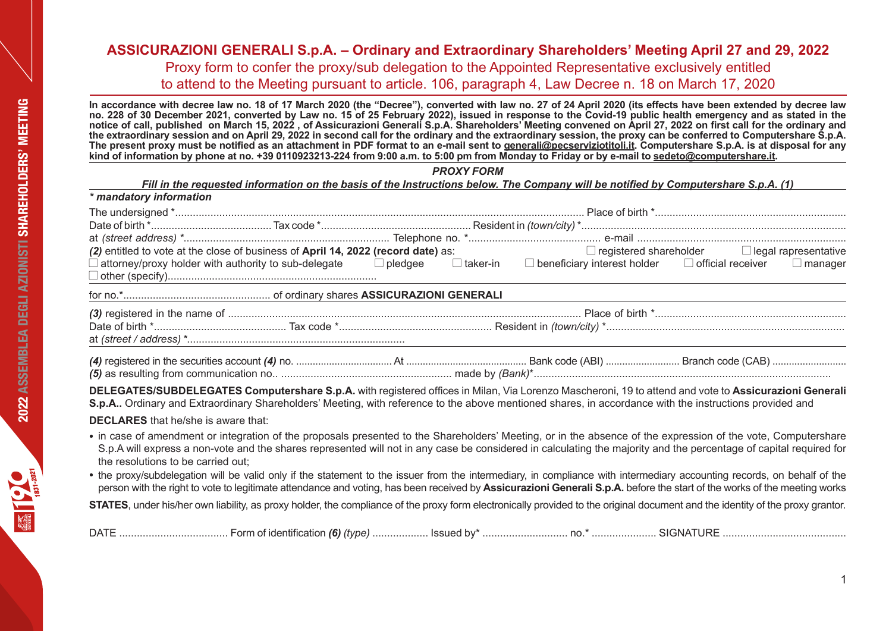# ASSICURAZIONI GENERALI S.p.A. – Ordinary and Extraordinary Shareholders' Meeting April 27 and 29, 2022

## Proxy form to confer the proxy/sub delegation to the Appointed Representative exclusively entitled to attend to the Meeting pursuant to article. 106, paragraph 4, Law Decree n. 18 on March 17, 2020

**In accordance with decree law no. 18 of 17 March 2020 (the "Decree"), converted with law no. 27 of 24 April 2020 (its effects have been extended by decree law no. 228 of 30 December 2021, converted by Law no. 15 of 25 February 2022), issued in response to the Covid-19 public health emergency and as stated in the notice of call, published on March 15, 2022 , of Assicurazioni Generali S.p.A. Shareholders' Meeting convened on April 27, 2022 on first call for the ordinary and the extraordinary session and on April 29, 2022 in second call for the ordinary and the extraordinary session, the proxy can be conferred to Computershare S.p.A. The present proxy must be notified as an attachment in PDF format to an e-mail sent to generali@pecserviziotitoli.it. Computershare S.p.A. is at disposal for any kind of information by phone at no. +39 0110923213-224 from 9:00 a.m. to 5:00 pm from Monday to Friday or by e-mail to sedeto@computershare.it.**

***PROXY FORM***

***Fill in the requested information on the basis of the Instructions below. The Company will be notified by Computershare S.p.A. (1)***

***\* mandatory information***

The undersigned \*.......................................................................................................................................... Place of birth \*.................................................................

Date of birth \*......................................... Tax code \*................................................... Resident in *(town/city)* \*.........................................................................................

at *(street address)* \*...................................................................... Telephone no. \*............................................ e-mail ......................................................................

***(2)*** entitled to vote at the close of business of **April 14, 2022 (record date)** as: ☐ registered shareholder ☐ legal rapresentative ☐ attorney/proxy holder with authority to sub-delegate ☐ pledgee ☐ taker-in ☐ beneficiary interest holder ☐ official receiver ☐ manager ☐ other (specify).......................................................................

for no.\*.................................................. of ordinary shares **ASSICURAZIONI GENERALI**

***(3)*** registered in the name of ........................................................................................................................ Place of birth \*.................................................................

Date of birth \*............................................. Tax code \*.................................................... Resident in *(town/city)* \*.................................................................................

at *(street / address)* \*..........................................................................

***(4)*** registered in the securities account ***(4)*** no. .................................. At ........................................... Bank code (ABI) .......................... Branch code (CAB) ..........................

***(5)*** as resulting from communication no.. .......................................................... made by *(Bank)*\*....................................................................................................

**DELEGATES/SUBDELEGATES Computershare S.p.A.** with registered offices in Milan, Via Lorenzo Mascheroni, 19 to attend and vote to **Assicurazioni Generali S.p.A..** Ordinary and Extraordinary Shareholders' Meeting, with reference to the above mentioned shares, in accordance with the instructions provided and

**DECLARES** that he/she is aware that:

- in case of amendment or integration of the proposals presented to the Shareholders' Meeting, or in the absence of the expression of the vote, Computershare S.p.A will express a non-vote and the shares represented will not in any case be considered in calculating the majority and the percentage of capital required for the resolutions to be carried out;
- the proxy/subdelegation will be valid only if the statement to the issuer from the intermediary, in compliance with intermediary accounting records, on behalf of the person with the right to vote to legitimate attendance and voting, has been received by **Assicurazioni Generali S.p.A.** before the start of the works of the meeting works

**STATES**, under his/her own liability, as proxy holder, the compliance of the proxy form electronically provided to the original document and the identity of the proxy grantor.

DATE .................................... Form of identification ***(6)*** *(type)* .................. Issued by\* ............................ no.\* ..................... SIGNATURE ..........................................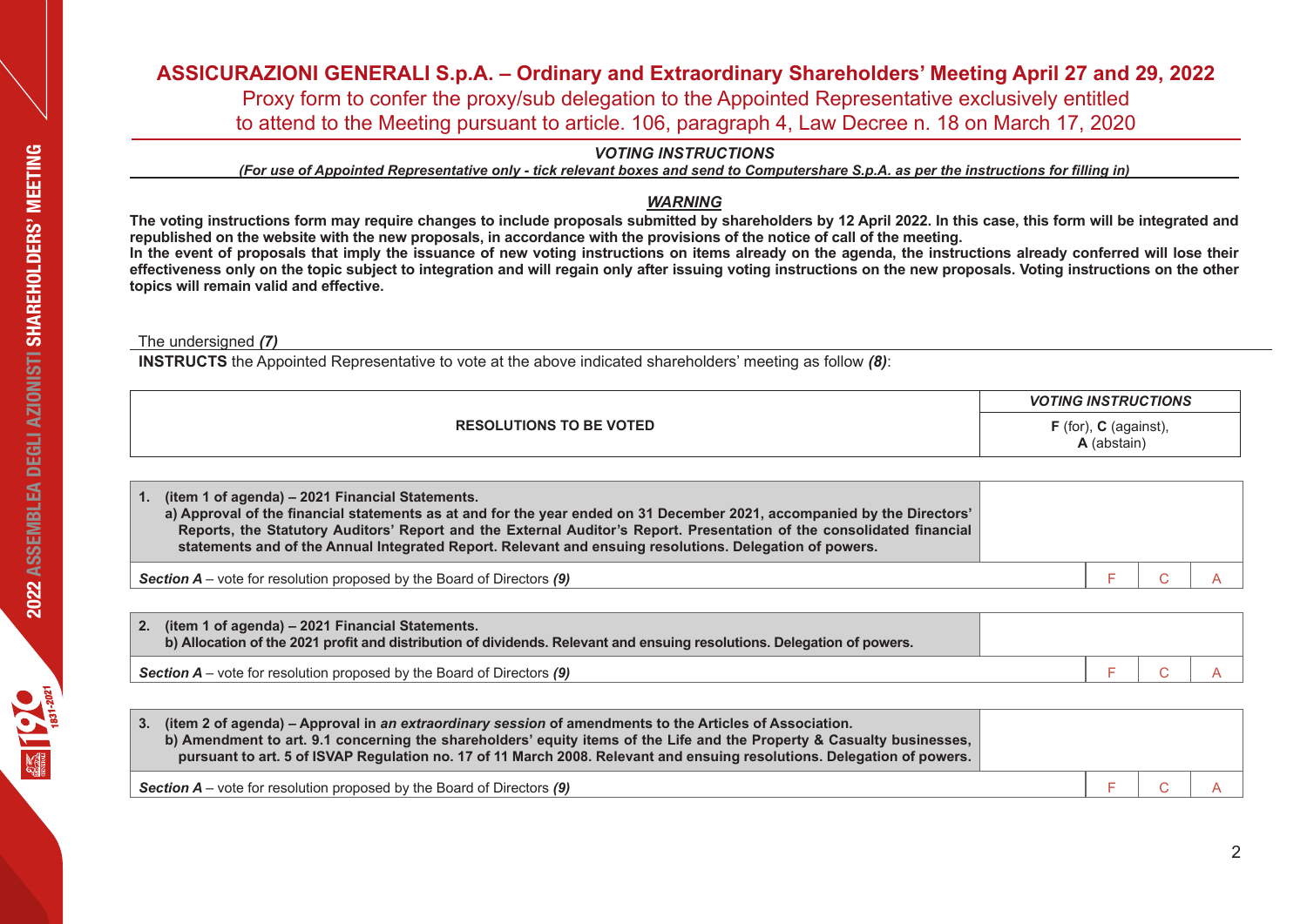# ASSICURAZIONI GENERALI S.p.A. – Ordinary and Extraordinary Shareholders' Meeting April 27 and 29, 2022

Proxy form to confer the proxy/sub delegation to the Appointed Representative exclusively entitled to attend to the Meeting pursuant to article. 106, paragraph 4, Law Decree n. 18 on March 17, 2020

## *VOTING INSTRUCTIONS*

*(For use of Appointed Representative only - tick relevant boxes and send to Computershare S.p.A. as per the instructions for filling in)*

### *WARNING*

**The voting instructions form may require changes to include proposals submitted by shareholders by 12 April 2022. In this case, this form will be integrated and republished on the website with the new proposals, in accordance with the provisions of the notice of call of the meeting.**
**In the event of proposals that imply the issuance of new voting instructions on items already on the agenda, the instructions already conferred will lose their effectiveness only on the topic subject to integration and will regain only after issuing voting instructions on the new proposals. Voting instructions on the other topics will remain valid and effective.**

The undersigned ***(7)***

**INSTRUCTS** the Appointed Representative to vote at the above indicated shareholders' meeting as follow ***(8)***:

| RESOLUTIONS TO BE VOTED | VOTING INSTRUCTIONS<br>**F** (for), **C** (against), **A** (abstain) | | |
|---|---|---|---|
| **1. (item 1 of agenda) – 2021 Financial Statements.**<br>**a) Approval of the financial statements as at and for the year ended on 31 December 2021, accompanied by the Directors' Reports, the Statutory Auditors' Report and the External Auditor's Report. Presentation of the consolidated financial statements and of the Annual Integrated Report. Relevant and ensuing resolutions. Delegation of powers.** | | | |
| ***Section A*** – vote for resolution proposed by the Board of Directors ***(9)*** | F | C | A |
| **2. (item 1 of agenda) – 2021 Financial Statements.**<br>**b) Allocation of the 2021 profit and distribution of dividends. Relevant and ensuing resolutions. Delegation of powers.** | | | |
| ***Section A*** – vote for resolution proposed by the Board of Directors ***(9)*** | F | C | A |
| **3. (item 2 of agenda) – Approval in *an extraordinary session* of amendments to the Articles of Association.**<br>**b) Amendment to art. 9.1 concerning the shareholders' equity items of the Life and the Property & Casualty businesses, pursuant to art. 5 of ISVAP Regulation no. 17 of 11 March 2008. Relevant and ensuing resolutions. Delegation of powers.** | | | |
| ***Section A*** – vote for resolution proposed by the Board of Directors ***(9)*** | F | C | A |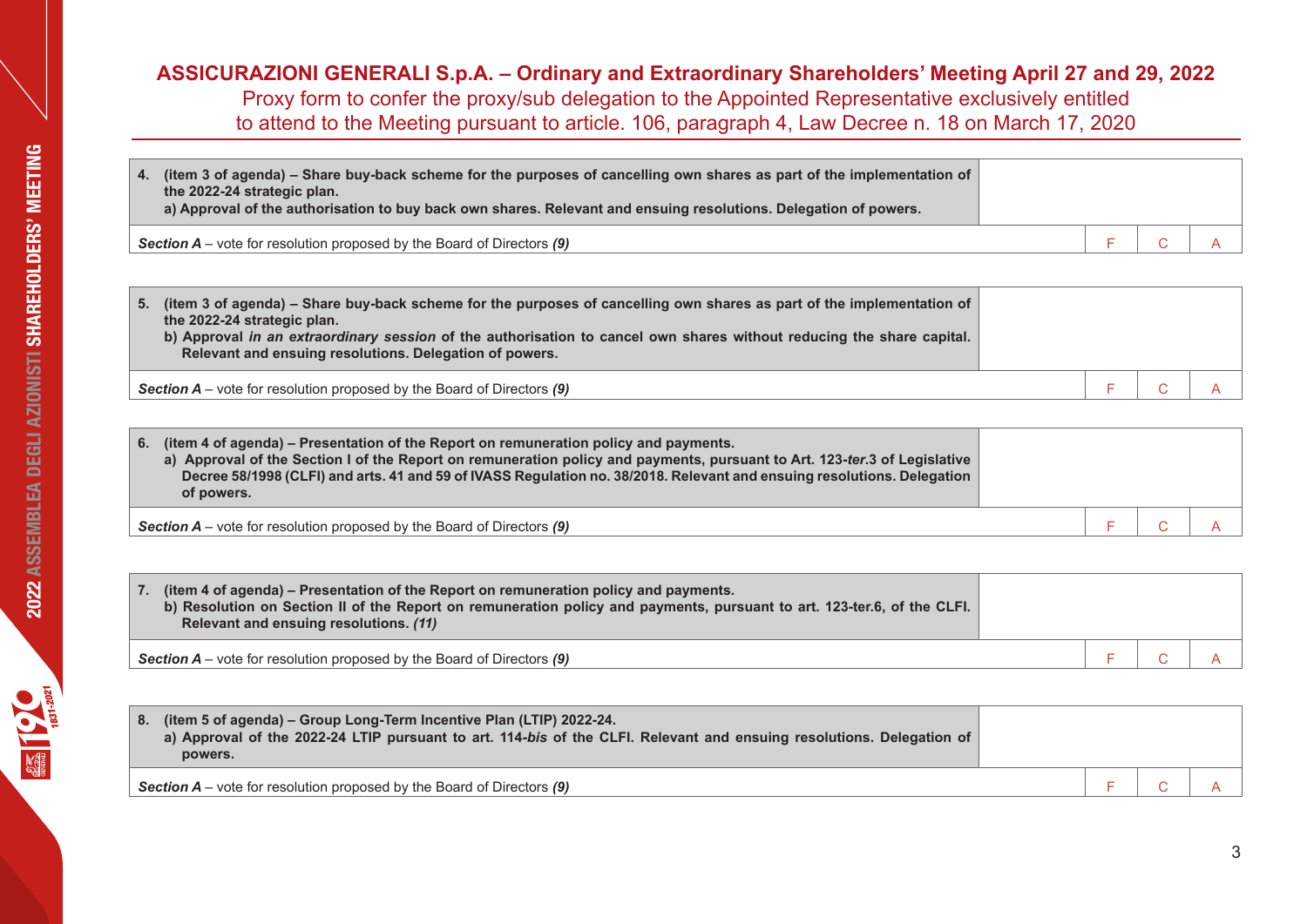## ASSICURAZIONI GENERALI S.p.A. – Ordinary and Extraordinary Shareholders' Meeting April 27 and 29, 2022

Proxy form to confer the proxy/sub delegation to the Appointed Representative exclusively entitled to attend to the Meeting pursuant to article. 106, paragraph 4, Law Decree n. 18 on March 17, 2020

| **4. (item 3 of agenda) – Share buy-back scheme for the purposes of cancelling own shares as part of the implementation of the 2022-24 strategic plan.**<br>**a) Approval of the authorisation to buy back own shares. Relevant and ensuing resolutions. Delegation of powers.** | | | |
|---|---|---|---|
| ***Section A*** – vote for resolution proposed by the Board of Directors ***(9)*** | F | C | A |

| **5. (item 3 of agenda) – Share buy-back scheme for the purposes of cancelling own shares as part of the implementation of the 2022-24 strategic plan.**<br>**b) Approval *in an extraordinary session* of the authorisation to cancel own shares without reducing the share capital. Relevant and ensuing resolutions. Delegation of powers.** | | | |
|---|---|---|---|
| ***Section A*** – vote for resolution proposed by the Board of Directors ***(9)*** | F | C | A |

| **6. (item 4 of agenda) – Presentation of the Report on remuneration policy and payments.**<br>**a) Approval of the Section I of the Report on remuneration policy and payments, pursuant to Art. 123-*ter*.3 of Legislative Decree 58/1998 (CLFI) and arts. 41 and 59 of IVASS Regulation no. 38/2018. Relevant and ensuing resolutions. Delegation of powers.** | | | |
|---|---|---|---|
| ***Section A*** – vote for resolution proposed by the Board of Directors ***(9)*** | F | C | A |

| **7. (item 4 of agenda) – Presentation of the Report on remuneration policy and payments.**<br>**b) Resolution on Section II of the Report on remuneration policy and payments, pursuant to art. 123-ter.6, of the CLFI. Relevant and ensuing resolutions. *(11)*** | | | |
|---|---|---|---|
| ***Section A*** – vote for resolution proposed by the Board of Directors ***(9)*** | F | C | A |

| **8. (item 5 of agenda) – Group Long-Term Incentive Plan (LTIP) 2022-24.**<br>**a) Approval of the 2022-24 LTIP pursuant to art. 114-*bis* of the CLFI. Relevant and ensuing resolutions. Delegation of powers.** | | | |
|---|---|---|---|
| ***Section A*** – vote for resolution proposed by the Board of Directors ***(9)*** | F | C | A |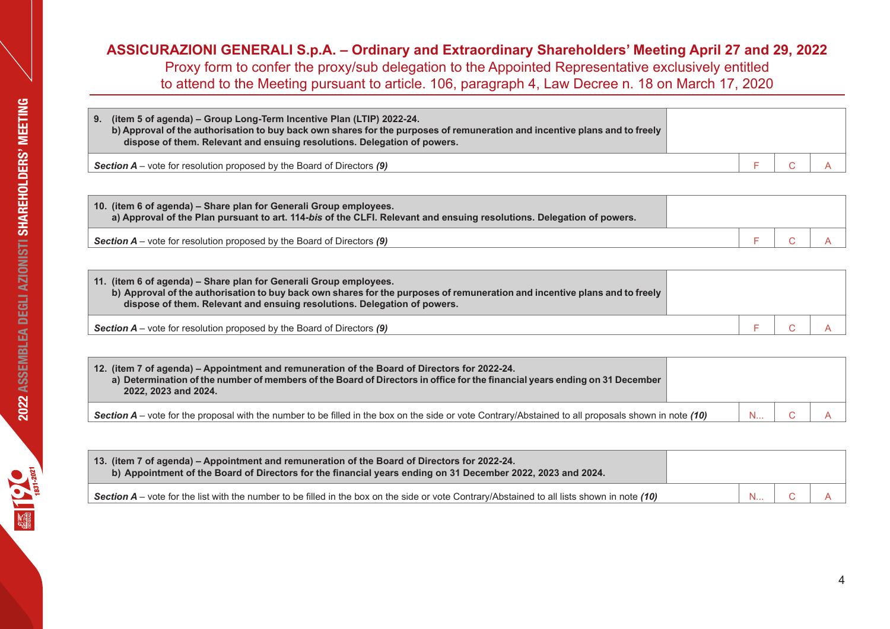**ASSICURAZIONI GENERALI S.p.A. – Ordinary and Extraordinary Shareholders' Meeting April 27 and 29, 2022**
Proxy form to confer the proxy/sub delegation to the Appointed Representative exclusively entitled to attend to the Meeting pursuant to article. 106, paragraph 4, Law Decree n. 18 on March 17, 2020

| **9. (item 5 of agenda) – Group Long-Term Incentive Plan (LTIP) 2022-24.<br>b) Approval of the authorisation to buy back own shares for the purposes of remuneration and incentive plans and to freely dispose of them. Relevant and ensuing resolutions. Delegation of powers.** | | | |
|---|---|---|---|
| ***Section A*** – vote for resolution proposed by the Board of Directors ***(9)*** | F | C | A |

| **10. (item 6 of agenda) – Share plan for Generali Group employees.<br>a) Approval of the Plan pursuant to art. 114-*bis* of the CLFI. Relevant and ensuing resolutions. Delegation of powers.** | | | |
|---|---|---|---|
| ***Section A*** – vote for resolution proposed by the Board of Directors ***(9)*** | F | C | A |

| **11. (item 6 of agenda) – Share plan for Generali Group employees.<br>b) Approval of the authorisation to buy back own shares for the purposes of remuneration and incentive plans and to freely dispose of them. Relevant and ensuing resolutions. Delegation of powers.** | | | |
|---|---|---|---|
| ***Section A*** – vote for resolution proposed by the Board of Directors ***(9)*** | F | C | A |

| **12. (item 7 of agenda) – Appointment and remuneration of the Board of Directors for 2022-24.<br>a) Determination of the number of members of the Board of Directors in office for the financial years ending on 31 December 2022, 2023 and 2024.** | | | |
|---|---|---|---|
| ***Section A*** – vote for the proposal with the number to be filled in the box on the side or vote Contrary/Abstained to all proposals shown in note ***(10)*** | N... | C | A |

| **13. (item 7 of agenda) – Appointment and remuneration of the Board of Directors for 2022-24.<br>b) Appointment of the Board of Directors for the financial years ending on 31 December 2022, 2023 and 2024.** | | | |
|---|---|---|---|
| ***Section A*** – vote for the list with the number to be filled in the box on the side or vote Contrary/Abstained to all lists shown in note ***(10)*** | N... | C | A |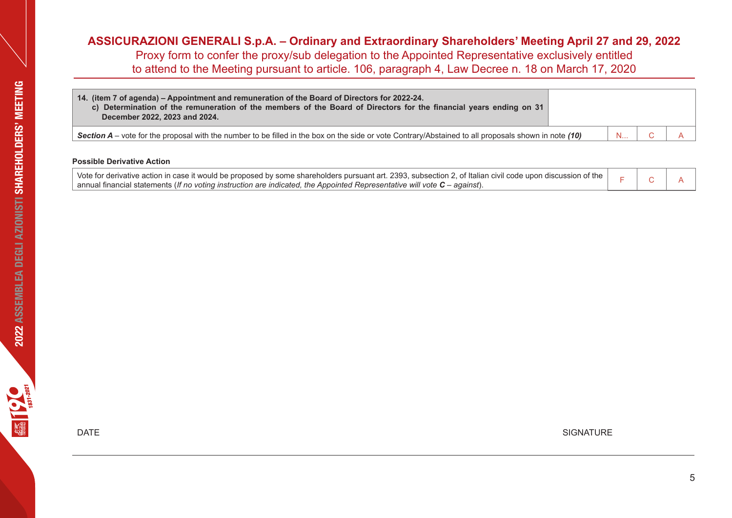## ASSICURAZIONI GENERALI S.p.A. – Ordinary and Extraordinary Shareholders' Meeting April 27 and 29, 2022

Proxy form to confer the proxy/sub delegation to the Appointed Representative exclusively entitled to attend to the Meeting pursuant to article. 106, paragraph 4, Law Decree n. 18 on March 17, 2020

| **14. (item 7 of agenda) – Appointment and remuneration of the Board of Directors for 2022-24.**<br>**c) Determination of the remuneration of the members of the Board of Directors for the financial years ending on 31 December 2022, 2023 and 2024.** | | | |
|---|---|---|---|
| ***Section A*** – vote for the proposal with the number to be filled in the box on the side or vote Contrary/Abstained to all proposals shown in note ***(10)*** | N... | C | A |

**Possible Derivative Action**

| | | | |
|---|---|---|---|
| Vote for derivative action in case it would be proposed by some shareholders pursuant art. 2393, subsection 2, of Italian civil code upon discussion of the annual financial statements (*If no voting instruction are indicated, the Appointed Representative will vote **C** – against*). | F | C | A |

DATE

SIGNATURE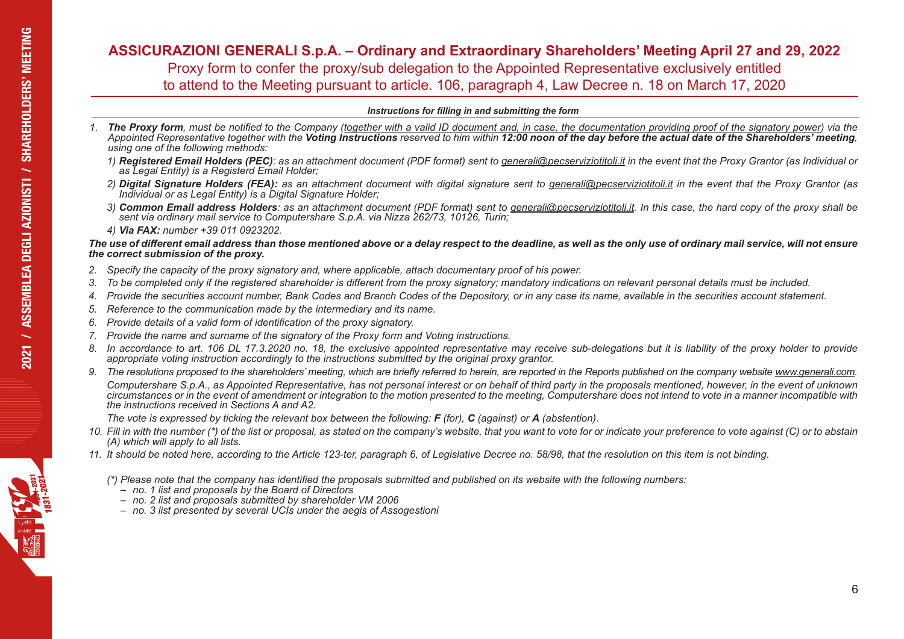# ASSICURAZIONI GENERALI S.p.A. – Ordinary and Extraordinary Shareholders' Meeting April 27 and 29, 2022

## Proxy form to confer the proxy/sub delegation to the Appointed Representative exclusively entitled to attend to the Meeting pursuant to article. 106, paragraph 4, Law Decree n. 18 on March 17, 2020

***Instructions for filling in and submitting the form***

1. ***The Proxy form**, must be notified to the Company (<u>together with a valid ID document and, in case, the documentation providing proof of the signatory power</u>) via the Appointed Representative together with the **Voting Instructions** reserved to him within **12:00 noon of the day before the actual date of the Shareholders' meeting**, using one of the following methods:*

   *1) **Registered Email Holders (PEC)**: as an attachment document (PDF format) sent to <u>generali@pecserviziotitoli.it</u> in the event that the Proxy Grantor (as Individual or as Legal Entity) is a Registerd Email Holder;*

   *2) **Digital Signature Holders (FEA):** as an attachment document with digital signature sent to <u>generali@pecserviziotitoli.it</u> in the event that the Proxy Grantor (as Individual or as Legal Entity) is a Digital Signature Holder;*

   *3) **Common Email address Holders**: as an attachment document (PDF format) sent to <u>generali@pecserviziotitoli.it</u>. In this case, the hard copy of the proxy shall be sent via ordinary mail service to Computershare S.p.A. via Nizza 262/73, 10126, Turin;*

   *4) **Via FAX:** number +39 011 0923202.*

***The use of different email address than those mentioned above or a delay respect to the deadline, as well as the only use of ordinary mail service, will not ensure the correct submission of the proxy.***

2. *Specify the capacity of the proxy signatory and, where applicable, attach documentary proof of his power.*
3. *To be completed only if the registered shareholder is different from the proxy signatory; mandatory indications on relevant personal details must be included.*
4. *Provide the securities account number, Bank Codes and Branch Codes of the Depository, or in any case its name, available in the securities account statement.*
5. *Reference to the communication made by the intermediary and its name.*
6. *Provide details of a valid form of identification of the proxy signatory.*
7. *Provide the name and surname of the signatory of the Proxy form and Voting instructions.*
8. *In accordance to art. 106 DL 17.3.2020 no. 18, the exclusive appointed representative may receive sub-delegations but it is liability of the proxy holder to provide appropriate voting instruction accordingly to the instructions submitted by the original proxy grantor.*
9. *The resolutions proposed to the shareholders' meeting, which are briefly referred to herein, are reported in the Reports published on the company website <u>www.generali.com</u>.*

   *Computershare S.p.A., as Appointed Representative, has not personal interest or on behalf of third party in the proposals mentioned, however, in the event of unknown circumstances or in the event of amendment or integration to the motion presented to the meeting, Computershare does not intend to vote in a manner incompatible with the instructions received in Sections A and A2.*

   *The vote is expressed by ticking the relevant box between the following: **F** (for), **C** (against) or **A** (abstention).*
10. *Fill in with the number (\*) of the list or proposal, as stated on the company's website, that you want to vote for or indicate your preference to vote against (C) or to abstain (A) which will apply to all lists.*
11. *It should be noted here, according to the Article 123-ter, paragraph 6, of Legislative Decree no. 58/98, that the resolution on this item is not binding.*

*(\*) Please note that the company has identified the proposals submitted and published on its website with the following numbers:*
- *no. 1 list and proposals by the Board of Directors*
- *no. 2 list and proposals submitted by shareholder VM 2006*
- *no. 3 list presented by several UCIs under the aegis of Assogestioni*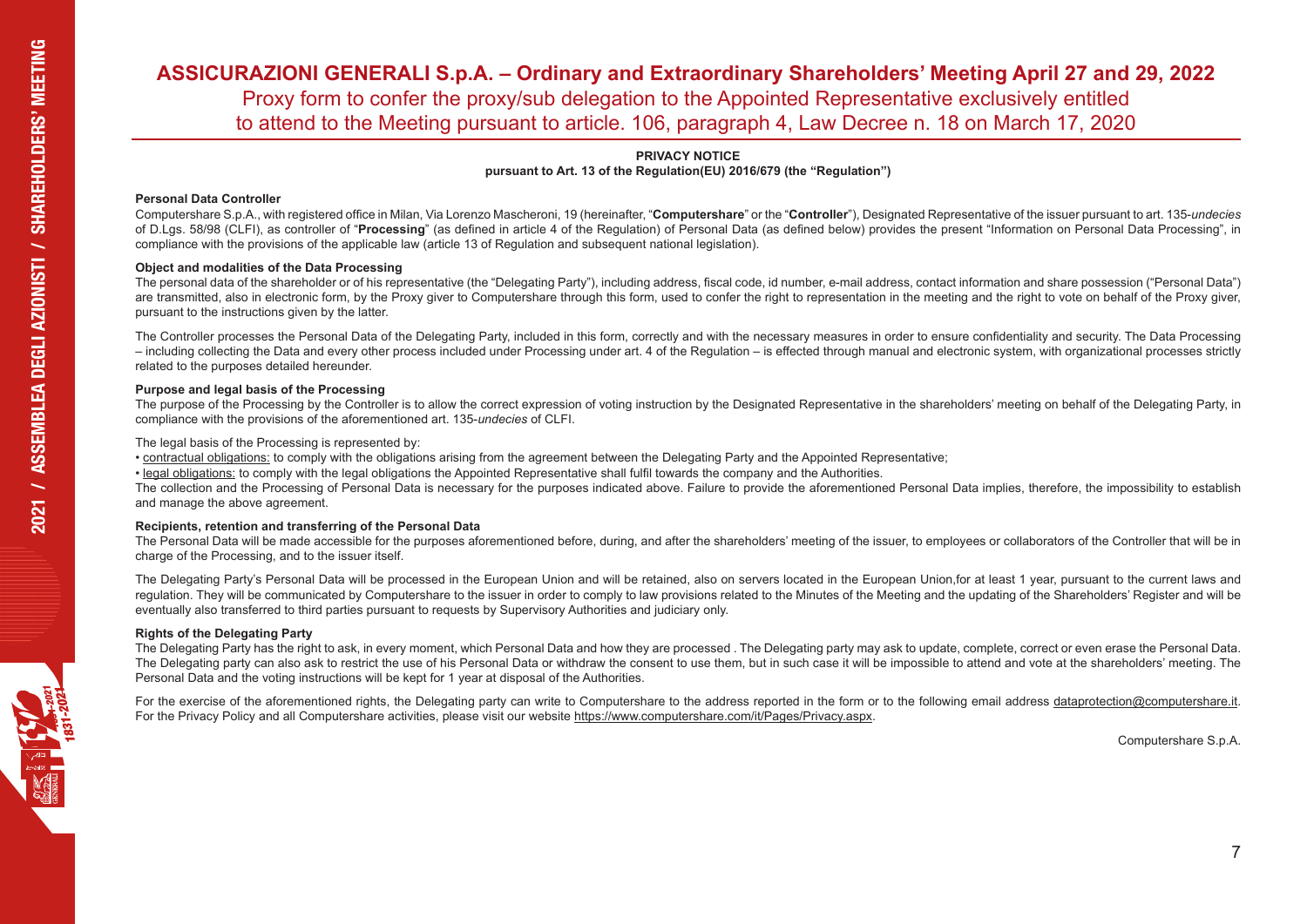# ASSICURAZIONI GENERALI S.p.A. – Ordinary and Extraordinary Shareholders' Meeting April 27 and 29, 2022

Proxy form to confer the proxy/sub delegation to the Appointed Representative exclusively entitled to attend to the Meeting pursuant to article. 106, paragraph 4, Law Decree n. 18 on March 17, 2020

**PRIVACY NOTICE**
**pursuant to Art. 13 of the Regulation(EU) 2016/679 (the "Regulation")**

**Personal Data Controller**

Computershare S.p.A., with registered office in Milan, Via Lorenzo Mascheroni, 19 (hereinafter, "**Computershare**" or the "**Controller**"), Designated Representative of the issuer pursuant to art. 135-*undecies* of D.Lgs. 58/98 (CLFI), as controller of "**Processing**" (as defined in article 4 of the Regulation) of Personal Data (as defined below) provides the present "Information on Personal Data Processing", in compliance with the provisions of the applicable law (article 13 of Regulation and subsequent national legislation).

**Object and modalities of the Data Processing**

The personal data of the shareholder or of his representative (the "Delegating Party"), including address, fiscal code, id number, e-mail address, contact information and share possession ("Personal Data") are transmitted, also in electronic form, by the Proxy giver to Computershare through this form, used to confer the right to representation in the meeting and the right to vote on behalf of the Proxy giver, pursuant to the instructions given by the latter.

The Controller processes the Personal Data of the Delegating Party, included in this form, correctly and with the necessary measures in order to ensure confidentiality and security. The Data Processing – including collecting the Data and every other process included under Processing under art. 4 of the Regulation – is effected through manual and electronic system, with organizational processes strictly related to the purposes detailed hereunder.

**Purpose and legal basis of the Processing**

The purpose of the Processing by the Controller is to allow the correct expression of voting instruction by the Designated Representative in the shareholders' meeting on behalf of the Delegating Party, in compliance with the provisions of the aforementioned art. 135-*undecies* of CLFI.

The legal basis of the Processing is represented by:

- contractual obligations: to comply with the obligations arising from the agreement between the Delegating Party and the Appointed Representative;
- legal obligations: to comply with the legal obligations the Appointed Representative shall fulfil towards the company and the Authorities.

The collection and the Processing of Personal Data is necessary for the purposes indicated above. Failure to provide the aforementioned Personal Data implies, therefore, the impossibility to establish and manage the above agreement.

**Recipients, retention and transferring of the Personal Data**

The Personal Data will be made accessible for the purposes aforementioned before, during, and after the shareholders' meeting of the issuer, to employees or collaborators of the Controller that will be in charge of the Processing, and to the issuer itself.

The Delegating Party's Personal Data will be processed in the European Union and will be retained, also on servers located in the European Union,for at least 1 year, pursuant to the current laws and regulation. They will be communicated by Computershare to the issuer in order to comply to law provisions related to the Minutes of the Meeting and the updating of the Shareholders' Register and will be eventually also transferred to third parties pursuant to requests by Supervisory Authorities and judiciary only.

**Rights of the Delegating Party**

The Delegating Party has the right to ask, in every moment, which Personal Data and how they are processed . The Delegating party may ask to update, complete, correct or even erase the Personal Data. The Delegating party can also ask to restrict the use of his Personal Data or withdraw the consent to use them, but in such case it will be impossible to attend and vote at the shareholders' meeting. The Personal Data and the voting instructions will be kept for 1 year at disposal of the Authorities.

For the exercise of the aforementioned rights, the Delegating party can write to Computershare to the address reported in the form or to the following email address dataprotection@computershare.it. For the Privacy Policy and all Computershare activities, please visit our website https://www.computershare.com/it/Pages/Privacy.aspx.

Computershare S.p.A.